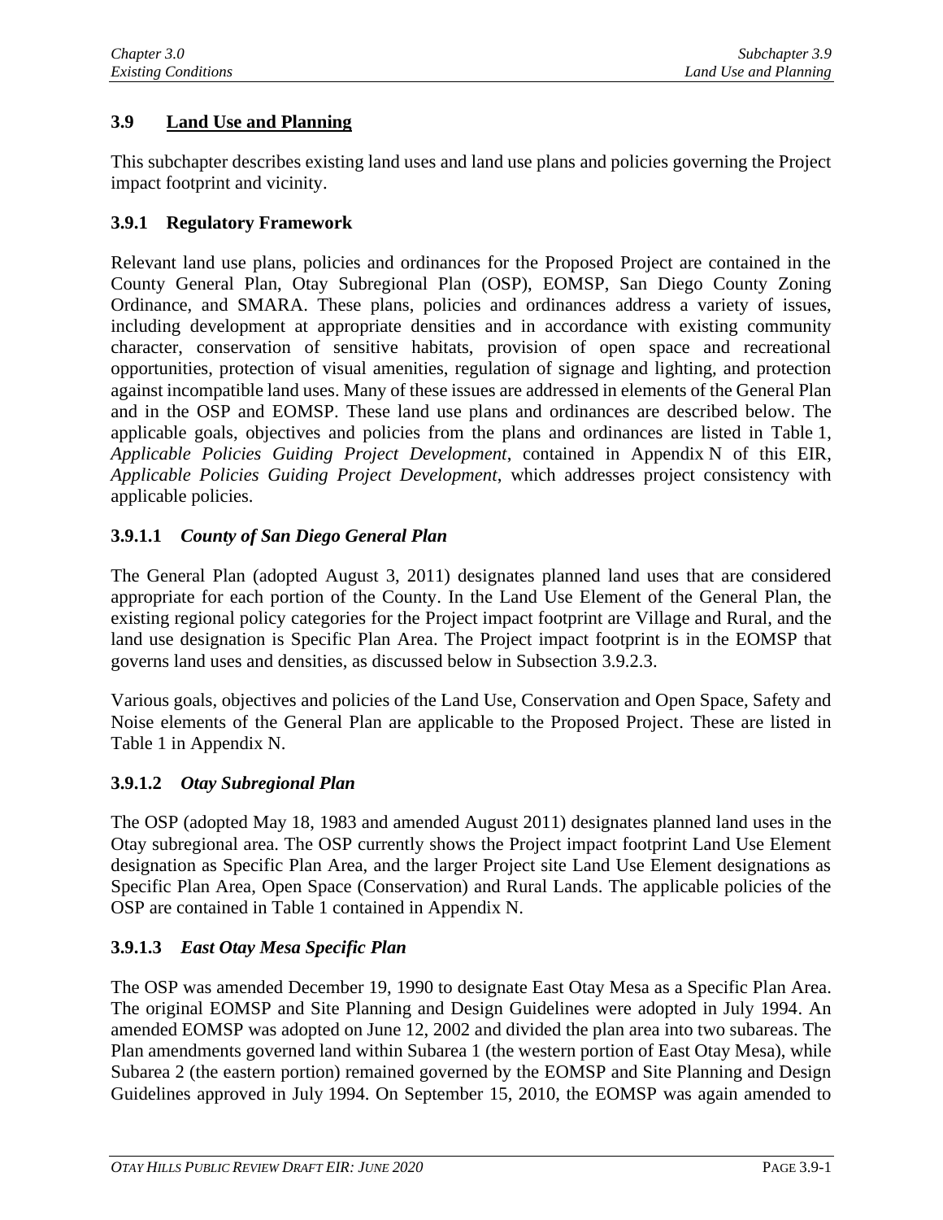## 3.9 Land Use and Planning

This subchapter describes existing land uses and land use plans and policies governing the Project impact footprint and vicinity.

### 3.9.1 Regulatory Framework

Relevant land use plans, policies and ordinances for the Proposed Project are contained in the County General Plan, Otay Subregional Plan (OSP), EOMSP, San Diego County Zoning Ordinance, and SMARA. These plans, policies and ordinances address a variety of issues, including development at appropriate densities and in accordance with existing community character, conservation of sensitive habitats, provision of open space and recreational opportunities, protection of visual amenities, regulation of signage and lighting, and protection against incompatible land uses. Many of these issues are addressed in elements of the General Plan and in the OSP and EOMSP. These land use plans and ordinances are described below. The applicable goals, objectives and policies from the plans and ordinances are listed in Table 1, *Applicable Policies Guiding Project Development*, contained in Appendix N of this EIR, *Applicable Policies Guiding Project Development*, which addresses project consistency with applicable policies.

#### 3.9.1.1 *County of San Diego General Plan*

The General Plan (adopted August 3, 2011) designates planned land uses that are considered appropriate for each portion of the County. In the Land Use Element of the General Plan, the existing regional policy categories for the Project impact footprint are Village and Rural, and the land use designation is Specific Plan Area. The Project impact footprint is in the EOMSP that governs land uses and densities, as discussed below in Subsection 3.9.2.3.

Various goals, objectives and policies of the Land Use, Conservation and Open Space, Safety and Noise elements of the General Plan are applicable to the Proposed Project. These are listed in Table 1 in Appendix N.

#### 3.9.1.2 *Otay Subregional Plan*

The OSP (adopted May 18, 1983 and amended August 2011) designates planned land uses in the Otay subregional area. The OSP currently shows the Project impact footprint Land Use Element designation as Specific Plan Area, and the larger Project site Land Use Element designations as Specific Plan Area, Open Space (Conservation) and Rural Lands. The applicable policies of the OSP are contained in Table 1 contained in Appendix N.

#### 3.9.1.3 *East Otay Mesa Specific Plan*

The OSP was amended December 19, 1990 to designate East Otay Mesa as a Specific Plan Area. The original EOMSP and Site Planning and Design Guidelines were adopted in July 1994. An amended EOMSP was adopted on June 12, 2002 and divided the plan area into two subareas. The Plan amendments governed land within Subarea 1 (the western portion of East Otay Mesa), while Subarea 2 (the eastern portion) remained governed by the EOMSP and Site Planning and Design Guidelines approved in July 1994. On September 15, 2010, the EOMSP was again amended to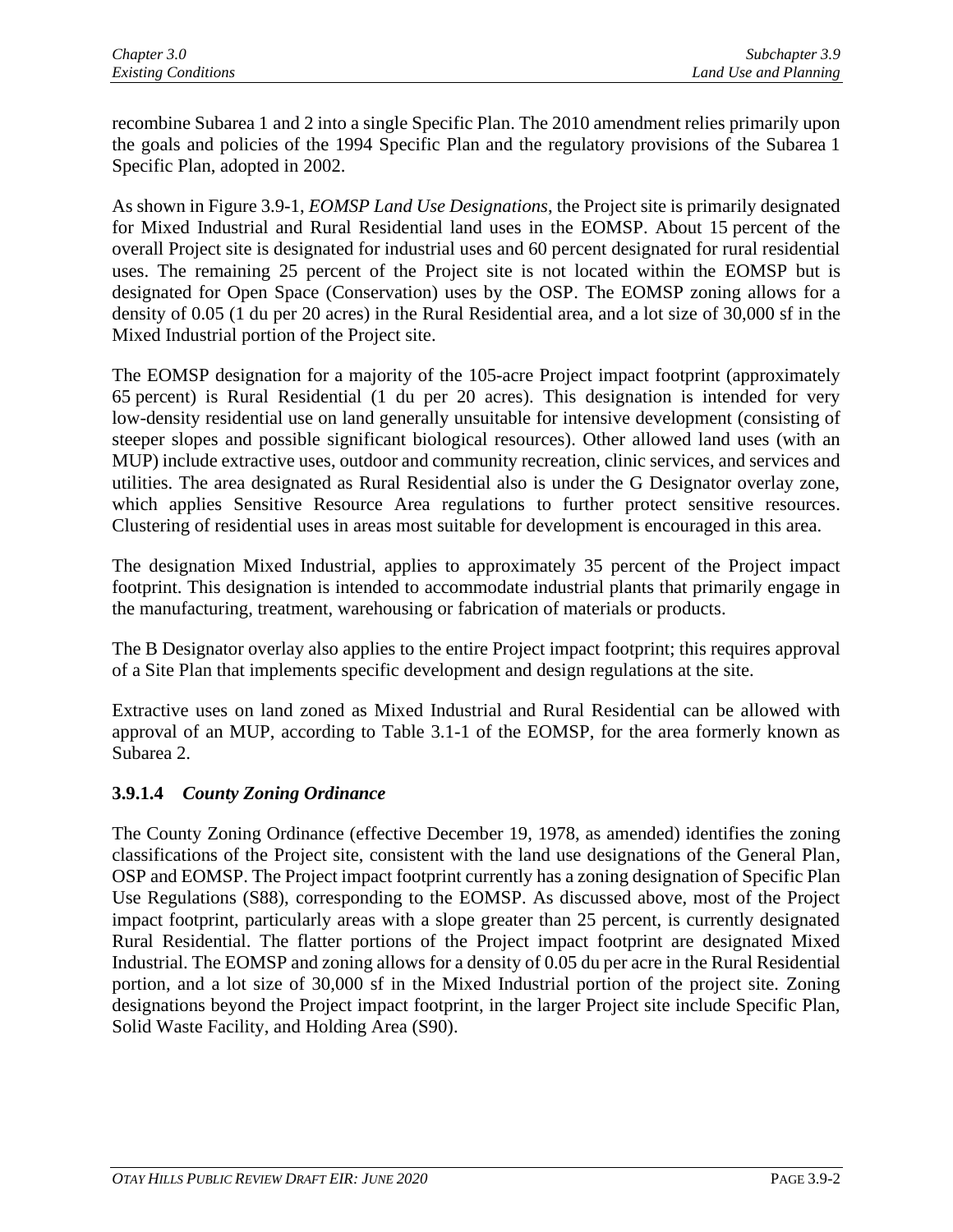recombine Subarea 1 and 2 into a single Specific Plan. The 2010 amendment relies primarily upon the goals and policies of the 1994 Specific Plan and the regulatory provisions of the Subarea 1 Specific Plan, adopted in 2002.

As shown in Figure 3.9-1, *EOMSP Land Use Designations*, the Project site is primarily designated for Mixed Industrial and Rural Residential land uses in the EOMSP. About 15 percent of the overall Project site is designated for industrial uses and 60 percent designated for rural residential uses. The remaining 25 percent of the Project site is not located within the EOMSP but is designated for Open Space (Conservation) uses by the OSP. The EOMSP zoning allows for a density of 0.05 (1 du per 20 acres) in the Rural Residential area, and a lot size of 30,000 sf in the Mixed Industrial portion of the Project site.

The EOMSP designation for a majority of the 105-acre Project impact footprint (approximately 65 percent) is Rural Residential (1 du per 20 acres). This designation is intended for very low-density residential use on land generally unsuitable for intensive development (consisting of steeper slopes and possible significant biological resources). Other allowed land uses (with an MUP) include extractive uses, outdoor and community recreation, clinic services, and services and utilities. The area designated as Rural Residential also is under the G Designator overlay zone, which applies Sensitive Resource Area regulations to further protect sensitive resources. Clustering of residential uses in areas most suitable for development is encouraged in this area.

The designation Mixed Industrial, applies to approximately 35 percent of the Project impact footprint. This designation is intended to accommodate industrial plants that primarily engage in the manufacturing, treatment, warehousing or fabrication of materials or products.

The B Designator overlay also applies to the entire Project impact footprint; this requires approval of a Site Plan that implements specific development and design regulations at the site.

Extractive uses on land zoned as Mixed Industrial and Rural Residential can be allowed with approval of an MUP, according to Table 3.1-1 of the EOMSP, for the area formerly known as Subarea 2.

### 3.9.1.4 *County Zoning Ordinance*

The County Zoning Ordinance (effective December 19, 1978, as amended) identifies the zoning classifications of the Project site, consistent with the land use designations of the General Plan, OSP and EOMSP. The Project impact footprint currently has a zoning designation of Specific Plan Use Regulations (S88), corresponding to the EOMSP. As discussed above, most of the Project impact footprint, particularly areas with a slope greater than 25 percent, is currently designated Rural Residential. The flatter portions of the Project impact footprint are designated Mixed Industrial. The EOMSP and zoning allows for a density of 0.05 du per acre in the Rural Residential portion, and a lot size of 30,000 sf in the Mixed Industrial portion of the project site. Zoning designations beyond the Project impact footprint, in the larger Project site include Specific Plan, Solid Waste Facility, and Holding Area (S90).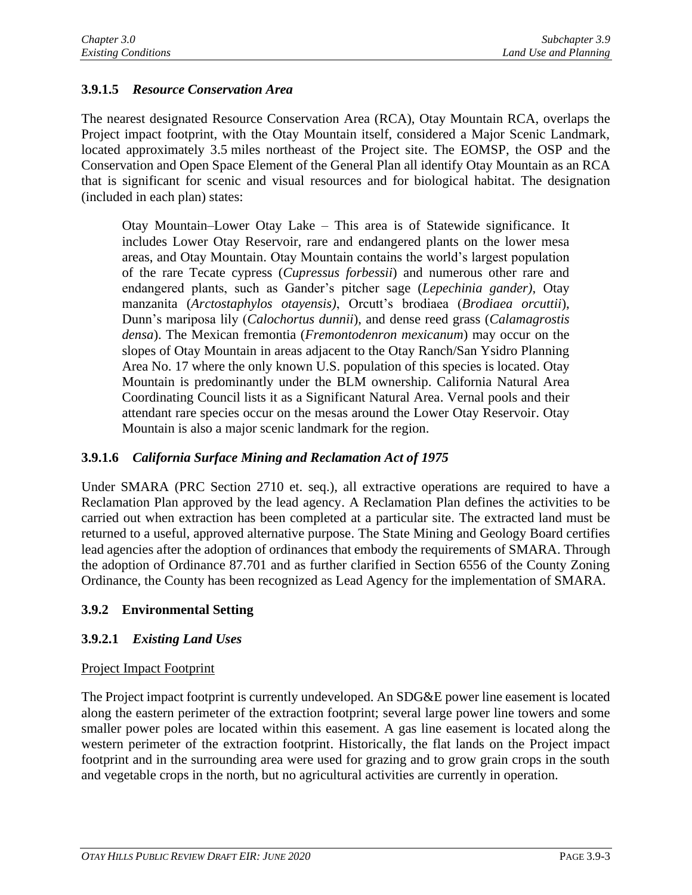### 3.9.1.5 *Resource Conservation Area*

The nearest designated Resource Conservation Area (RCA), Otay Mountain RCA, overlaps the Project impact footprint, with the Otay Mountain itself, considered a Major Scenic Landmark, located approximately 3.5 miles northeast of the Project site. The EOMSP, the OSP and the Conservation and Open Space Element of the General Plan all identify Otay Mountain as an RCA that is significant for scenic and visual resources and for biological habitat. The designation (included in each plan) states:

> Otay Mountain–Lower Otay Lake – This area is of Statewide significance. It includes Lower Otay Reservoir, rare and endangered plants on the lower mesa areas, and Otay Mountain. Otay Mountain contains the world's largest population of the rare Tecate cypress (*Cupressus forbessii*) and numerous other rare and endangered plants, such as Gander's pitcher sage (*Lepechinia gander),* Otay manzanita (*Arctostaphylos otayensis)*, Orcutt's brodiaea (*Brodiaea orcuttii*), Dunn's mariposa lily (*Calochortus dunnii*), and dense reed grass (*Calamagrostis densa*). The Mexican fremontia (*Fremontodenron mexicanum*) may occur on the slopes of Otay Mountain in areas adjacent to the Otay Ranch/San Ysidro Planning Area No. 17 where the only known U.S. population of this species is located. Otay Mountain is predominantly under the BLM ownership. California Natural Area Coordinating Council lists it as a Significant Natural Area. Vernal pools and their attendant rare species occur on the mesas around the Lower Otay Reservoir. Otay Mountain is also a major scenic landmark for the region.

### 3.9.1.6 *California Surface Mining and Reclamation Act of 1975*

Under SMARA (PRC Section 2710 et. seq.), all extractive operations are required to have a Reclamation Plan approved by the lead agency. A Reclamation Plan defines the activities to be carried out when extraction has been completed at a particular site. The extracted land must be returned to a useful, approved alternative purpose. The State Mining and Geology Board certifies lead agencies after the adoption of ordinances that embody the requirements of SMARA. Through the adoption of Ordinance 87.701 and as further clarified in Section 6556 of the County Zoning Ordinance, the County has been recognized as Lead Agency for the implementation of SMARA.

## 3.9.2 Environmental Setting

### 3.9.2.1 *Existing Land Uses*

Project Impact Footprint

The Project impact footprint is currently undeveloped. An SDG&E power line easement is located along the eastern perimeter of the extraction footprint; several large power line towers and some smaller power poles are located within this easement. A gas line easement is located along the western perimeter of the extraction footprint. Historically, the flat lands on the Project impact footprint and in the surrounding area were used for grazing and to grow grain crops in the south and vegetable crops in the north, but no agricultural activities are currently in operation.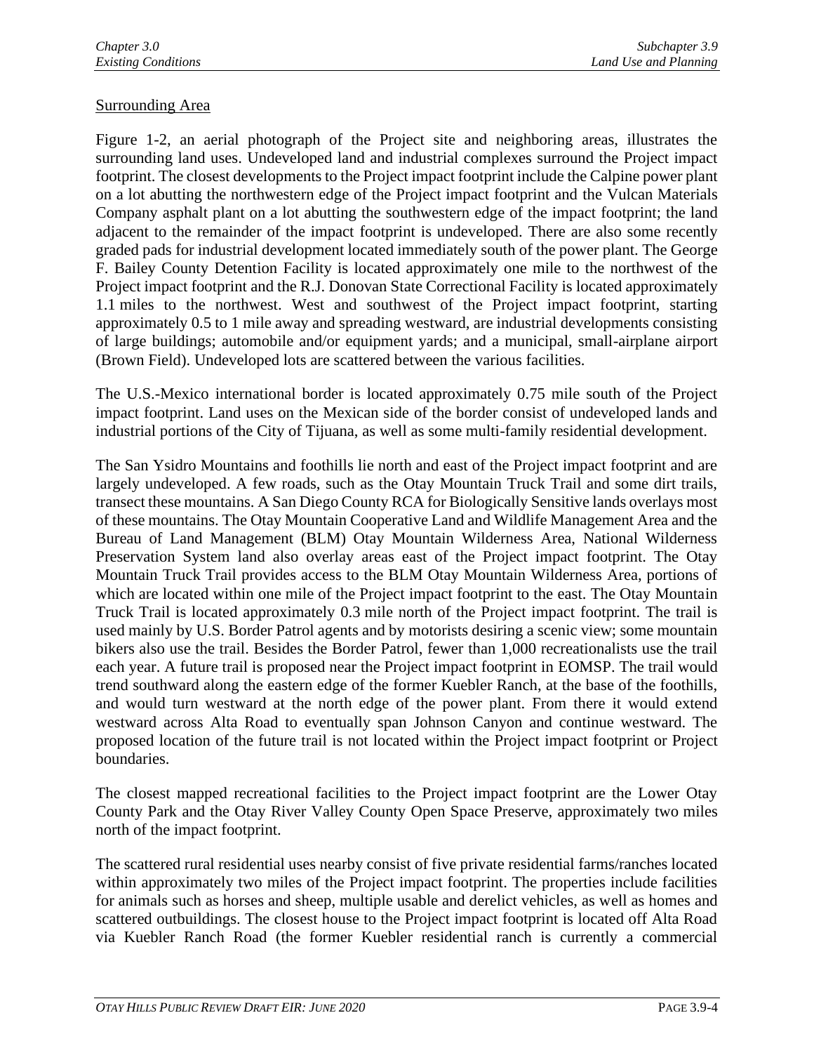Surrounding Area

Figure 1-2, an aerial photograph of the Project site and neighboring areas, illustrates the surrounding land uses. Undeveloped land and industrial complexes surround the Project impact footprint. The closest developments to the Project impact footprint include the Calpine power plant on a lot abutting the northwestern edge of the Project impact footprint and the Vulcan Materials Company asphalt plant on a lot abutting the southwestern edge of the impact footprint; the land adjacent to the remainder of the impact footprint is undeveloped. There are also some recently graded pads for industrial development located immediately south of the power plant. The George F. Bailey County Detention Facility is located approximately one mile to the northwest of the Project impact footprint and the R.J. Donovan State Correctional Facility is located approximately 1.1 miles to the northwest. West and southwest of the Project impact footprint, starting approximately 0.5 to 1 mile away and spreading westward, are industrial developments consisting of large buildings; automobile and/or equipment yards; and a municipal, small-airplane airport (Brown Field). Undeveloped lots are scattered between the various facilities.

The U.S.-Mexico international border is located approximately 0.75 mile south of the Project impact footprint. Land uses on the Mexican side of the border consist of undeveloped lands and industrial portions of the City of Tijuana, as well as some multi-family residential development.

The San Ysidro Mountains and foothills lie north and east of the Project impact footprint and are largely undeveloped. A few roads, such as the Otay Mountain Truck Trail and some dirt trails, transect these mountains. A San Diego County RCA for Biologically Sensitive lands overlays most of these mountains. The Otay Mountain Cooperative Land and Wildlife Management Area and the Bureau of Land Management (BLM) Otay Mountain Wilderness Area, National Wilderness Preservation System land also overlay areas east of the Project impact footprint. The Otay Mountain Truck Trail provides access to the BLM Otay Mountain Wilderness Area, portions of which are located within one mile of the Project impact footprint to the east. The Otay Mountain Truck Trail is located approximately 0.3 mile north of the Project impact footprint. The trail is used mainly by U.S. Border Patrol agents and by motorists desiring a scenic view; some mountain bikers also use the trail. Besides the Border Patrol, fewer than 1,000 recreationalists use the trail each year. A future trail is proposed near the Project impact footprint in EOMSP. The trail would trend southward along the eastern edge of the former Kuebler Ranch, at the base of the foothills, and would turn westward at the north edge of the power plant. From there it would extend westward across Alta Road to eventually span Johnson Canyon and continue westward. The proposed location of the future trail is not located within the Project impact footprint or Project boundaries.

The closest mapped recreational facilities to the Project impact footprint are the Lower Otay County Park and the Otay River Valley County Open Space Preserve, approximately two miles north of the impact footprint.

The scattered rural residential uses nearby consist of five private residential farms/ranches located within approximately two miles of the Project impact footprint. The properties include facilities for animals such as horses and sheep, multiple usable and derelict vehicles, as well as homes and scattered outbuildings. The closest house to the Project impact footprint is located off Alta Road via Kuebler Ranch Road (the former Kuebler residential ranch is currently a commercial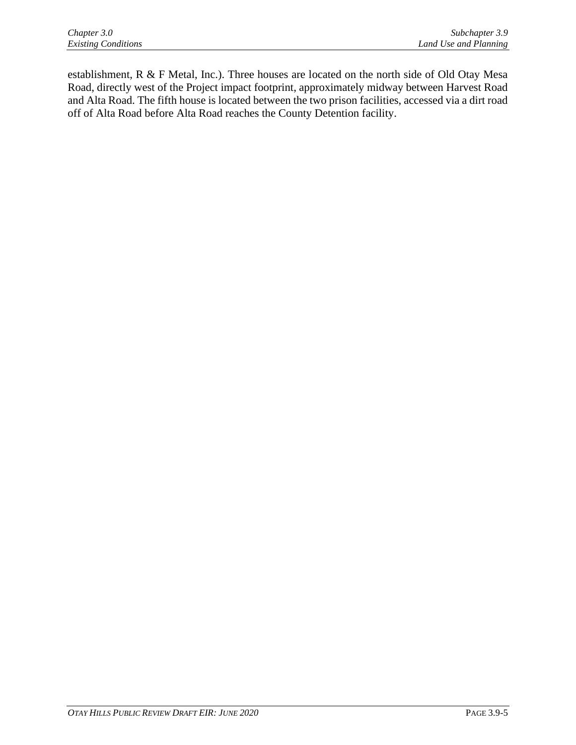establishment, R & F Metal, Inc.). Three houses are located on the north side of Old Otay Mesa Road, directly west of the Project impact footprint, approximately midway between Harvest Road and Alta Road. The fifth house is located between the two prison facilities, accessed via a dirt road off of Alta Road before Alta Road reaches the County Detention facility.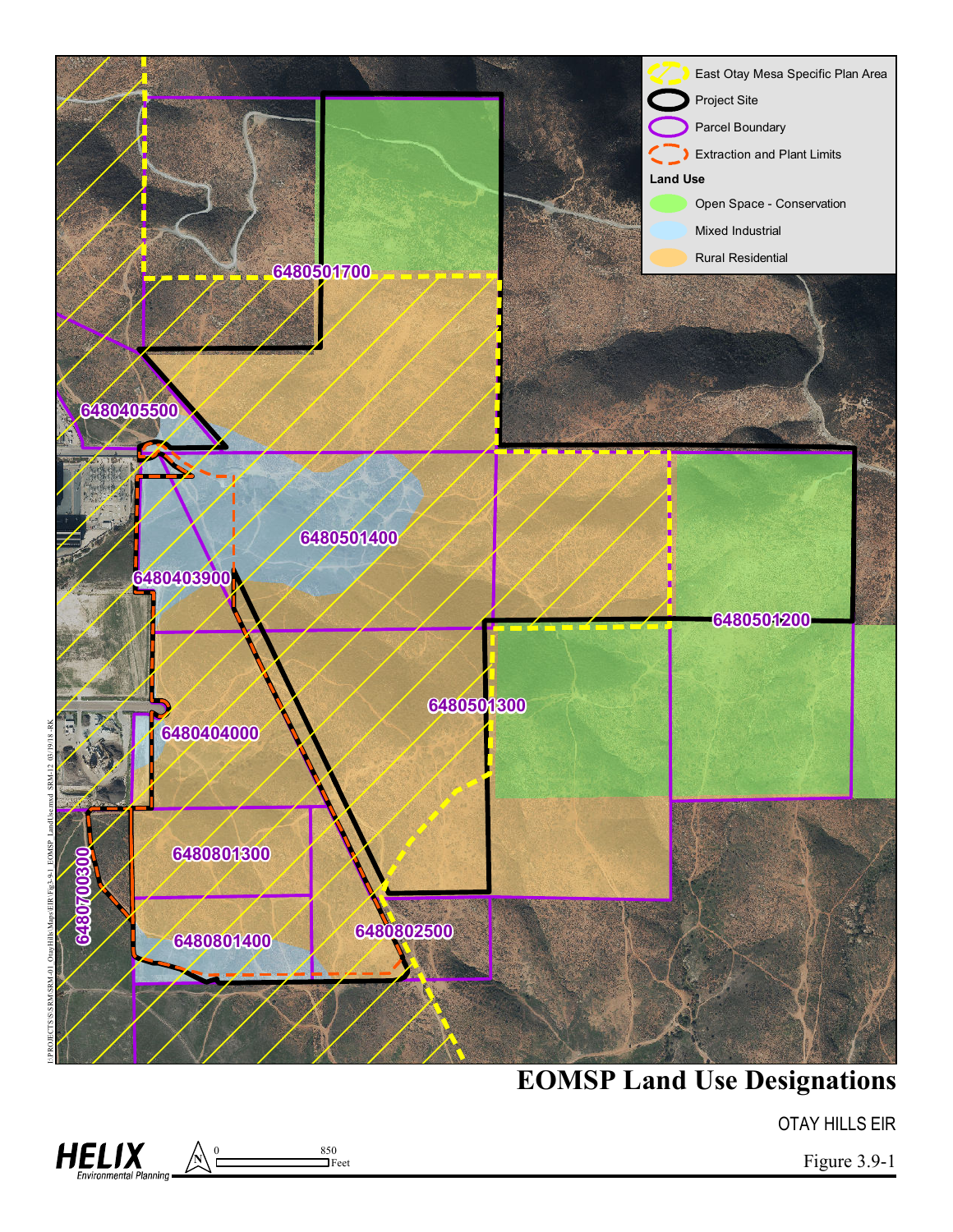East Otay Mesa Specific Plan Area
Project Site
Parcel Boundary
Extraction and Plant Limits

Land Use

Open Space - Conservation
Mixed Industrial
Rural Residential

6480501700
6480405500
6480501400
6480403900
6480501200
6480501300
6480404000
6480801300
6480700300
6480801400
6480802500

0 850 Feet

I:\PROJECTS\S\SRM\SRM-01_OtayHills\Map\EIR\Fig3-9-1_EOMSP_LandUse.mxd SRM-12 03/19/18 -RK

# EOMSP Land Use Designations

OTAY HILLS EIR

HELIX Environmental Planning

Figure 3.9-1